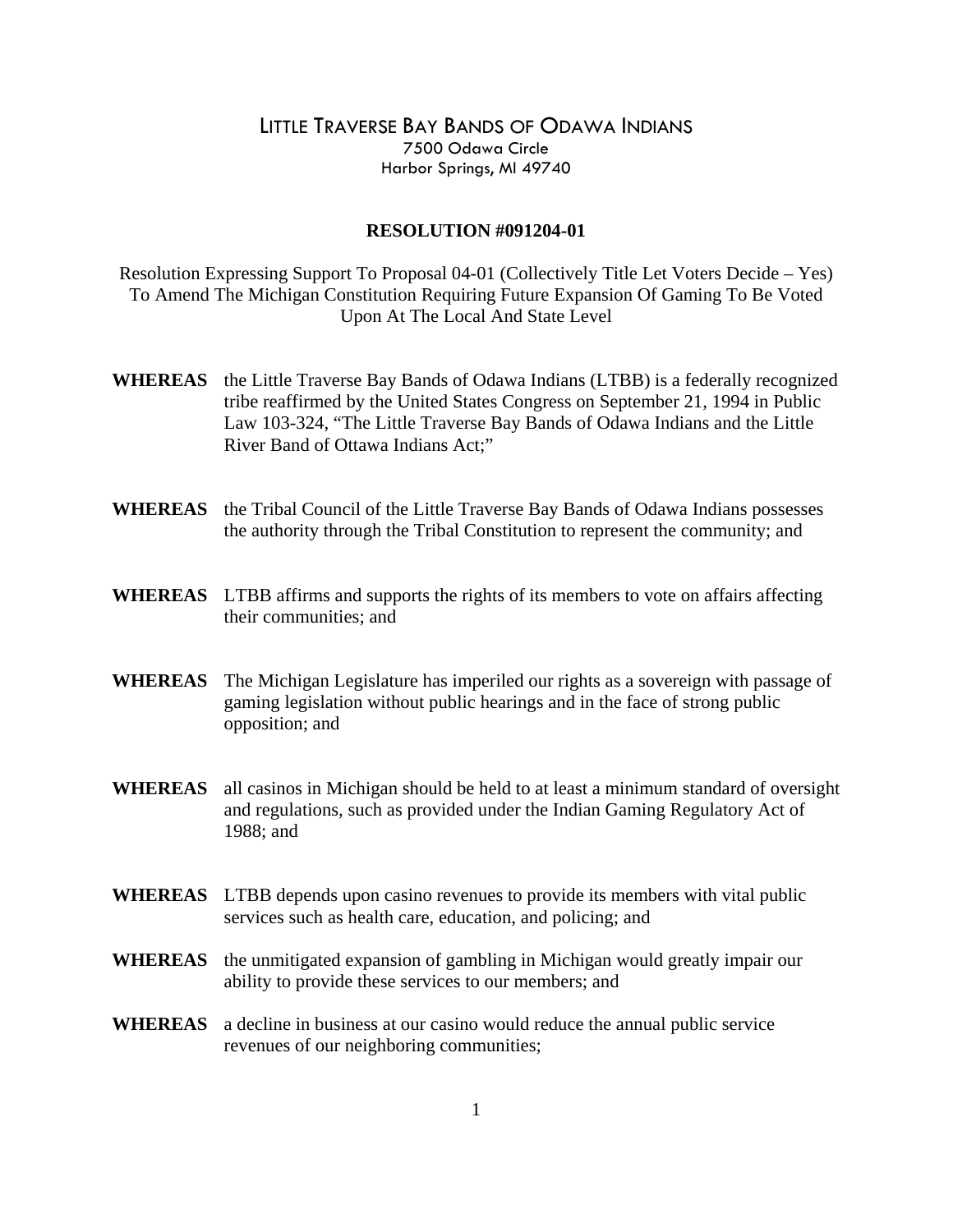# LITTLE TRAVERSE BAY BANDS OF ODAWA INDIANS

7500 Odawa Circle
Harbor Springs, MI 49740

## RESOLUTION #091204-01

Resolution Expressing Support To Proposal 04-01 (Collectively Title Let Voters Decide – Yes) To Amend The Michigan Constitution Requiring Future Expansion Of Gaming To Be Voted Upon At The Local And State Level

**WHEREAS** the Little Traverse Bay Bands of Odawa Indians (LTBB) is a federally recognized tribe reaffirmed by the United States Congress on September 21, 1994 in Public Law 103-324, "The Little Traverse Bay Bands of Odawa Indians and the Little River Band of Ottawa Indians Act;"

**WHEREAS** the Tribal Council of the Little Traverse Bay Bands of Odawa Indians possesses the authority through the Tribal Constitution to represent the community; and

**WHEREAS** LTBB affirms and supports the rights of its members to vote on affairs affecting their communities; and

**WHEREAS** The Michigan Legislature has imperiled our rights as a sovereign with passage of gaming legislation without public hearings and in the face of strong public opposition; and

**WHEREAS** all casinos in Michigan should be held to at least a minimum standard of oversight and regulations, such as provided under the Indian Gaming Regulatory Act of 1988; and

**WHEREAS** LTBB depends upon casino revenues to provide its members with vital public services such as health care, education, and policing; and

**WHEREAS** the unmitigated expansion of gambling in Michigan would greatly impair our ability to provide these services to our members; and

**WHEREAS** a decline in business at our casino would reduce the annual public service revenues of our neighboring communities;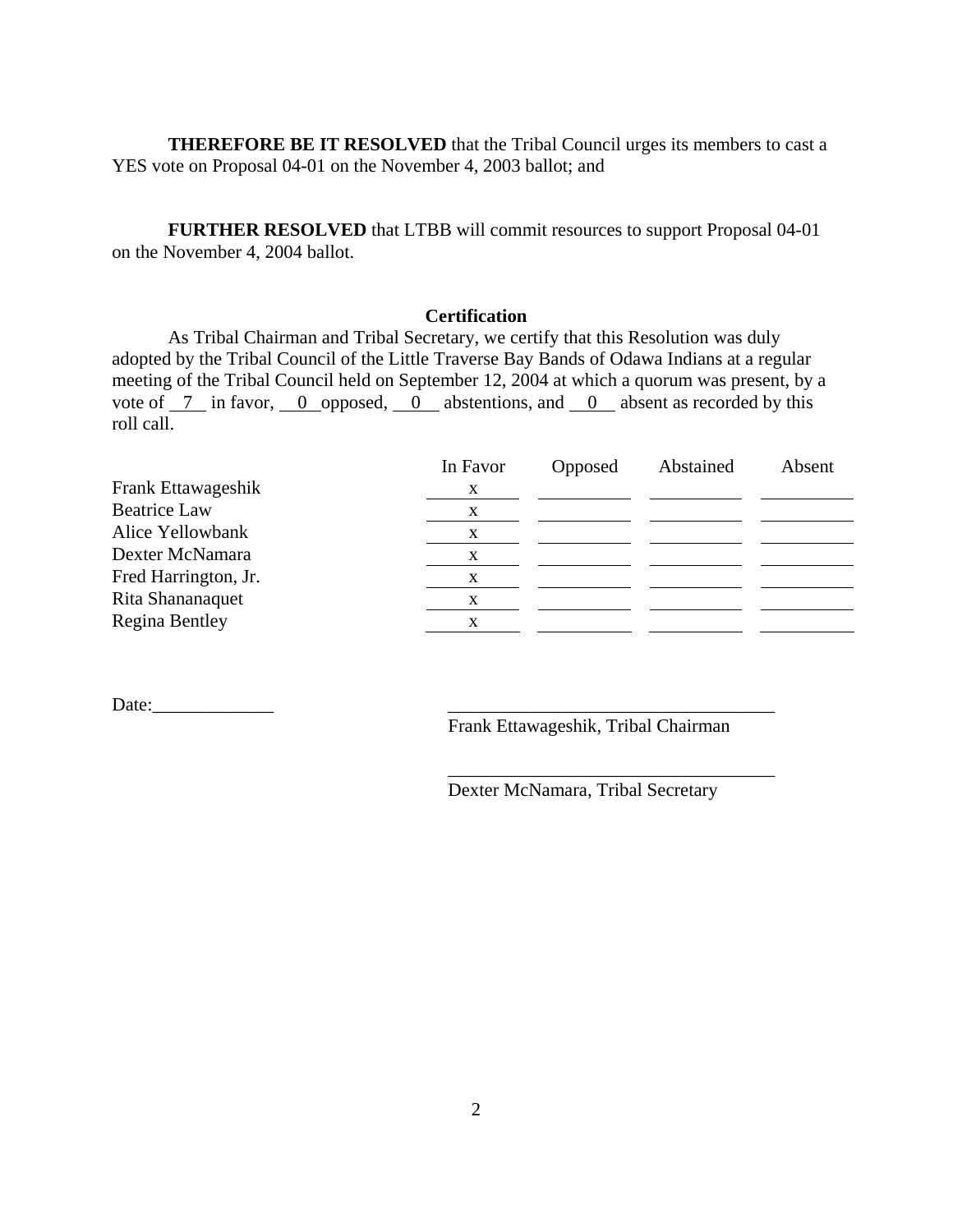**THEREFORE BE IT RESOLVED** that the Tribal Council urges its members to cast a YES vote on Proposal 04-01 on the November 4, 2003 ballot; and

**FURTHER RESOLVED** that LTBB will commit resources to support Proposal 04-01 on the November 4, 2004 ballot.

**Certification**

As Tribal Chairman and Tribal Secretary, we certify that this Resolution was duly adopted by the Tribal Council of the Little Traverse Bay Bands of Odawa Indians at a regular meeting of the Tribal Council held on September 12, 2004 at which a quorum was present, by a vote of 7 in favor, 0 opposed, 0 abstentions, and 0 absent as recorded by this roll call.

| | In Favor | Opposed | Abstained | Absent |
|---|---|---|---|---|
| Frank Ettawageshik | x | | | |
| Beatrice Law | x | | | |
| Alice Yellowbank | x | | | |
| Dexter McNamara | x | | | |
| Fred Harrington, Jr. | x | | | |
| Rita Shananaquet | x | | | |
| Regina Bentley | x | | | |

Date:_____________

___________________________________
Frank Ettawageshik, Tribal Chairman

___________________________________
Dexter McNamara, Tribal Secretary